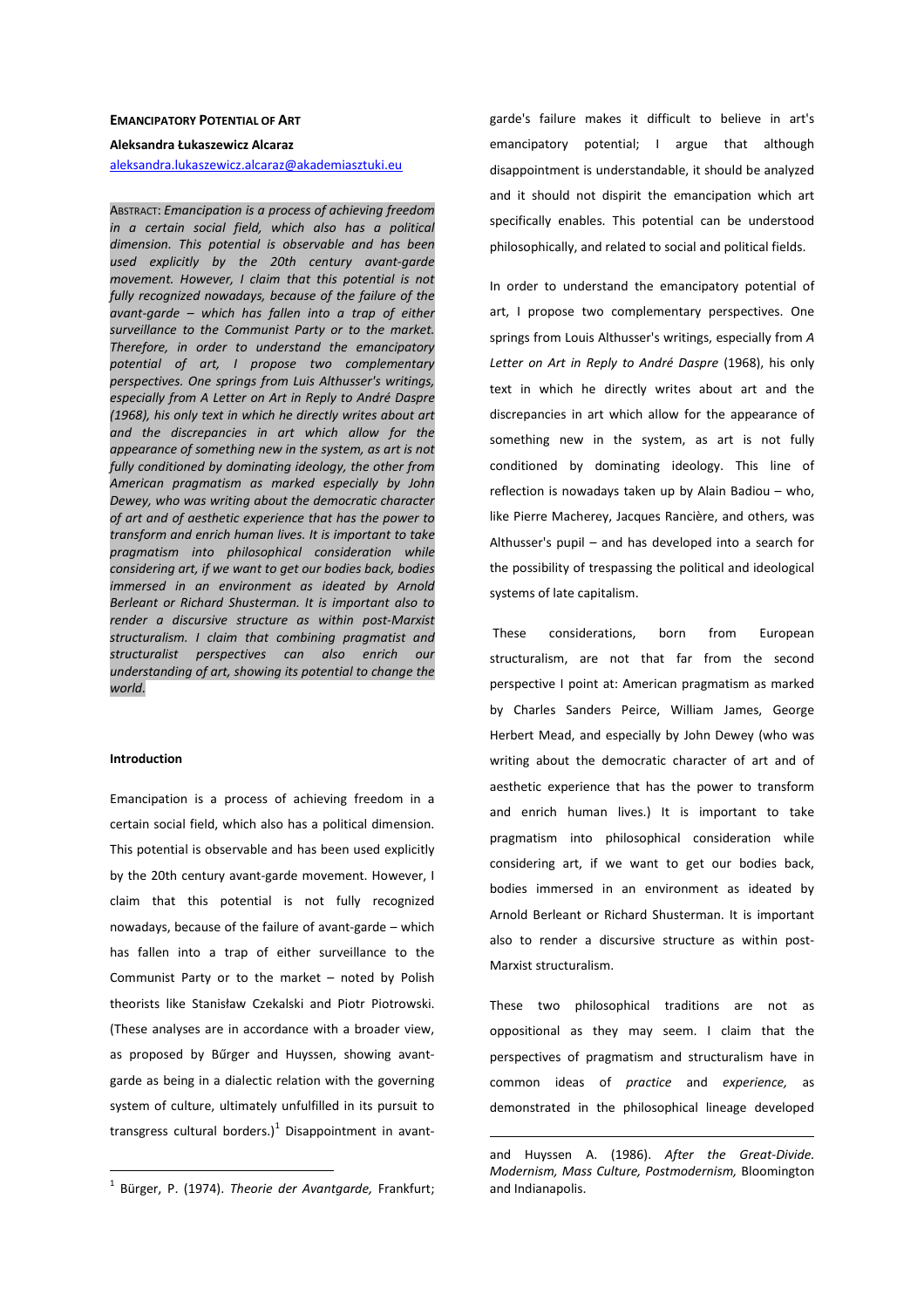**EMANCIPATORY POTENTIAL OF ART**

**Aleksandra Łukaszewicz Alcaraz**

aleksandra.lukaszewicz.alcaraz@akademiasztuki.eu

ABSTRACT: *Emancipation is a process of achieving freedom in a certain social field, which also has a political dimension. This potential is observable and has been used explicitly by the 20th century avant-garde movement. However, I claim that this potential is not fully recognized nowadays, because of the failure of the avant-garde – which has fallen into a trap of either surveillance to the Communist Party or to the market. Therefore, in order to understand the emancipatory potential of art, I propose two complementary perspectives. One springs from Luis Althusser's writings, especially from A Letter on Art in Reply to André Daspre (1968), his only text in which he directly writes about art and the discrepancies in art which allow for the appearance of something new in the system, as art is not fully conditioned by dominating ideology, the other from American pragmatism as marked especially by John Dewey, who was writing about the democratic character of art and of aesthetic experience that has the power to transform and enrich human lives. It is important to take pragmatism into philosophical consideration while considering art, if we want to get our bodies back, bodies immersed in an environment as ideated by Arnold Berleant or Richard Shusterman. It is important also to render a discursive structure as within post-Marxist structuralism. I claim that combining pragmatist and structuralist perspectives can also enrich our understanding of art, showing its potential to change the world.*

**Introduction**

Emancipation is a process of achieving freedom in a certain social field, which also has a political dimension. This potential is observable and has been used explicitly by the 20th century avant-garde movement. However, I claim that this potential is not fully recognized nowadays, because of the failure of avant-garde – which has fallen into a trap of either surveillance to the Communist Party or to the market – noted by Polish theorists like Stanisław Czekalski and Piotr Piotrowski. (These analyses are in accordance with a broader view, as proposed by Bűrger and Huyssen, showing avant-garde as being in a dialectic relation with the governing system of culture, ultimately unfulfilled in its pursuit to transgress cultural borders.)[1] Disappointment in avant-garde's failure makes it difficult to believe in art's emancipatory potential; I argue that although disappointment is understandable, it should be analyzed and it should not dispirit the emancipation which art specifically enables. This potential can be understood philosophically, and related to social and political fields.

In order to understand the emancipatory potential of art, I propose two complementary perspectives. One springs from Louis Althusser's writings, especially from *A Letter on Art in Reply to André Daspre* (1968), his only text in which he directly writes about art and the discrepancies in art which allow for the appearance of something new in the system, as art is not fully conditioned by dominating ideology. This line of reflection is nowadays taken up by Alain Badiou – who, like Pierre Macherey, Jacques Rancière, and others, was Althusser's pupil – and has developed into a search for the possibility of trespassing the political and ideological systems of late capitalism.

These considerations, born from European structuralism, are not that far from the second perspective I point at: American pragmatism as marked by Charles Sanders Peirce, William James, George Herbert Mead, and especially by John Dewey (who was writing about the democratic character of art and of aesthetic experience that has the power to transform and enrich human lives.) It is important to take pragmatism into philosophical consideration while considering art, if we want to get our bodies back, bodies immersed in an environment as ideated by Arnold Berleant or Richard Shusterman. It is important also to render a discursive structure as within post-Marxist structuralism.

These two philosophical traditions are not as oppositional as they may seem. I claim that the perspectives of pragmatism and structuralism have in common ideas of *practice* and *experience,* as demonstrated in the philosophical lineage developed

---

[1] Bürger, P. (1974). *Theorie der Avantgarde,* Frankfurt; and Huyssen A. (1986). *After the Great-Divide. Modernism, Mass Culture, Postmodernism,* Bloomington and Indianapolis.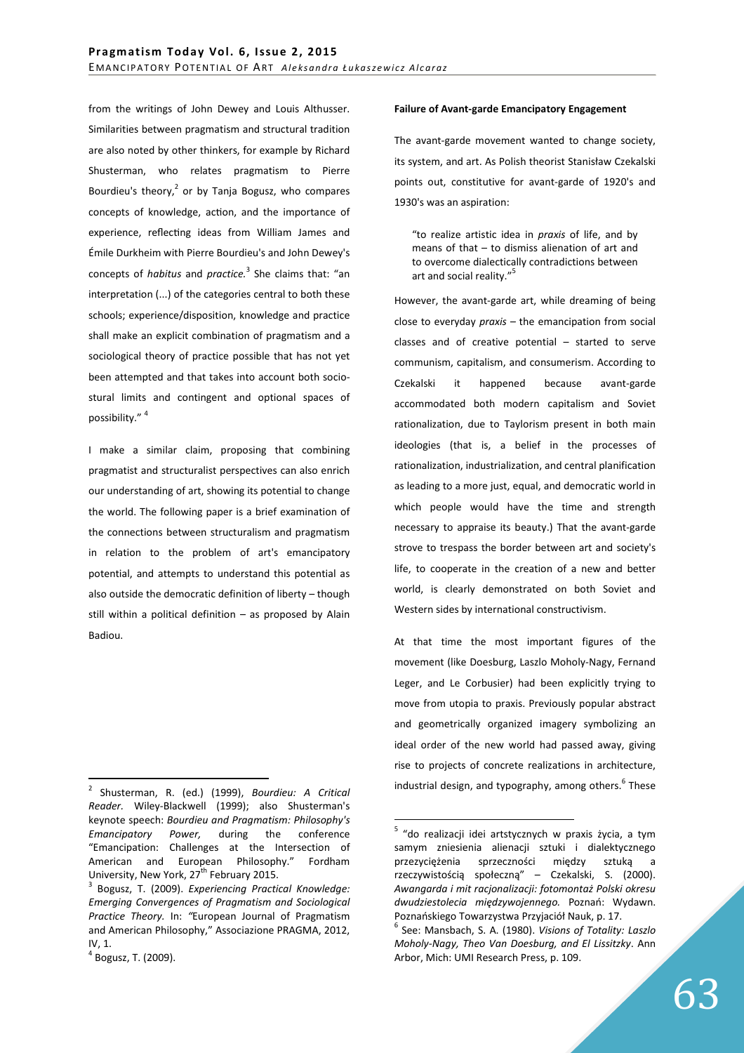from the writings of John Dewey and Louis Althusser. Similarities between pragmatism and structural tradition are also noted by other thinkers, for example by Richard Shusterman, who relates pragmatism to Pierre Bourdieu's theory,[2] or by Tanja Bogusz, who compares concepts of knowledge, action, and the importance of experience, reflecting ideas from William James and Émile Durkheim with Pierre Bourdieu's and John Dewey's concepts of *habitus* and *practice.*[3] She claims that: "an interpretation (...) of the categories central to both these schools; experience/disposition, knowledge and practice shall make an explicit combination of pragmatism and a sociological theory of practice possible that has not yet been attempted and that takes into account both socio-stural limits and contingent and optional spaces of possibility." [4]

I make a similar claim, proposing that combining pragmatist and structuralist perspectives can also enrich our understanding of art, showing its potential to change the world. The following paper is a brief examination of the connections between structuralism and pragmatism in relation to the problem of art's emancipatory potential, and attempts to understand this potential as also outside the democratic definition of liberty – though still within a political definition – as proposed by Alain Badiou.

**Failure of Avant-garde Emancipatory Engagement**

The avant-garde movement wanted to change society, its system, and art. As Polish theorist Stanisław Czekalski points out, constitutive for avant-garde of 1920's and 1930's was an aspiration:

> "to realize artistic idea in *praxis* of life, and by means of that – to dismiss alienation of art and to overcome dialectically contradictions between art and social reality."[5]

However, the avant-garde art, while dreaming of being close to everyday *praxis* – the emancipation from social classes and of creative potential – started to serve communism, capitalism, and consumerism. According to Czekalski it happened because avant-garde accommodated both modern capitalism and Soviet rationalization, due to Taylorism present in both main ideologies (that is, a belief in the processes of rationalization, industrialization, and central planification as leading to a more just, equal, and democratic world in which people would have the time and strength necessary to appraise its beauty.) That the avant-garde strove to trespass the border between art and society's life, to cooperate in the creation of a new and better world, is clearly demonstrated on both Soviet and Western sides by international constructivism.

At that time the most important figures of the movement (like Doesburg, Laszlo Moholy-Nagy, Fernand Leger, and Le Corbusier) had been explicitly trying to move from utopia to praxis. Previously popular abstract and geometrically organized imagery symbolizing an ideal order of the new world had passed away, giving rise to projects of concrete realizations in architecture, industrial design, and typography, among others.[6] These

---

[2] Shusterman, R. (ed.) (1999), *Bourdieu: A Critical Reader.* Wiley-Blackwell (1999); also Shusterman's keynote speech: *Bourdieu and Pragmatism: Philosophy's Emancipatory Power,* during the conference "Emancipation: Challenges at the Intersection of American and European Philosophy." Fordham University, New York, 27th February 2015.

[3] Bogusz, T. (2009). *Experiencing Practical Knowledge: Emerging Convergences of Pragmatism and Sociological Practice Theory.* In: "European Journal of Pragmatism and American Philosophy," Associazione PRAGMA, 2012, IV, 1.

[4] Bogusz, T. (2009).

[5] "do realizacji idei artystycznych w praxis życia, a tym samym zniesienia alienacji sztuki i dialektycznego przezycіężenia sprzeczności między sztuką a rzeczywistością społeczną" – Czekalski, S. (2000). *Awangarda i mit racjonalizacji: fotomontaż Polski okresu dwudziestolecia międzywojennego.* Poznań: Wydawn. Poznańskiego Towarzystwa Przyjaciół Nauk, p. 17.

[6] See: Mansbach, S. A. (1980). *Visions of Totality: Laszlo Moholy-Nagy, Theo Van Doesburg, and El Lissitzky*. Ann Arbor, Mich: UMI Research Press, p. 109.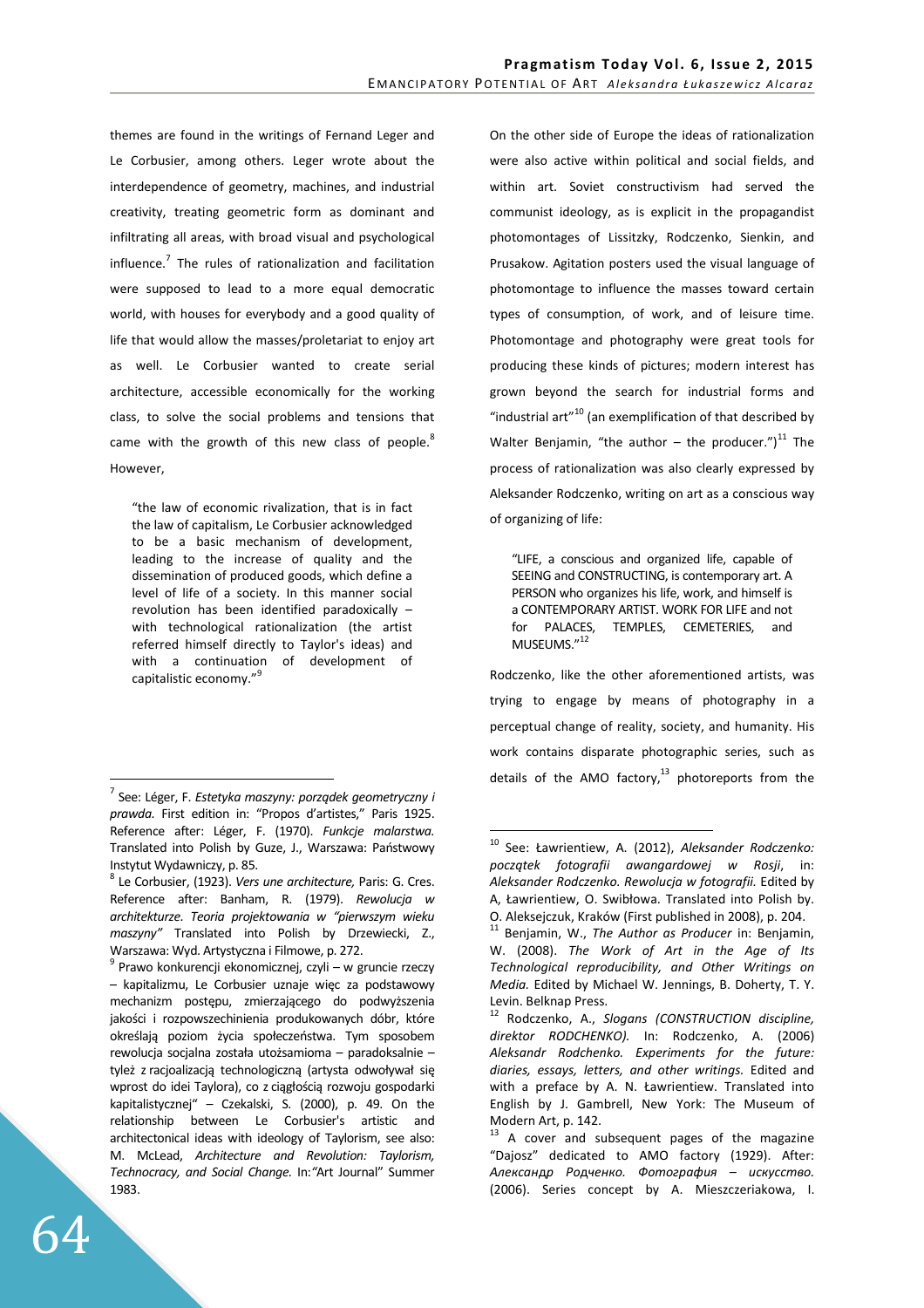themes are found in the writings of Fernand Leger and Le Corbusier, among others. Leger wrote about the interdependence of geometry, machines, and industrial creativity, treating geometric form as dominant and infiltrating all areas, with broad visual and psychological influence.[7] The rules of rationalization and facilitation were supposed to lead to a more equal democratic world, with houses for everybody and a good quality of life that would allow the masses/proletariat to enjoy art as well. Le Corbusier wanted to create serial architecture, accessible economically for the working class, to solve the social problems and tensions that came with the growth of this new class of people.[8] However,

> "the law of economic rivalization, that is in fact the law of capitalism, Le Corbusier acknowledged to be a basic mechanism of development, leading to the increase of quality and the dissemination of produced goods, which define a level of life of a society. In this manner social revolution has been identified paradoxically – with technological rationalization (the artist referred himself directly to Taylor's ideas) and with a continuation of development of capitalistic economy."[9]

On the other side of Europe the ideas of rationalization were also active within political and social fields, and within art. Soviet constructivism had served the communist ideology, as is explicit in the propagandist photomontages of Lissitzky, Rodczenko, Sienkin, and Prusakow. Agitation posters used the visual language of photomontage to influence the masses toward certain types of consumption, of work, and of leisure time. Photomontage and photography were great tools for producing these kinds of pictures; modern interest has grown beyond the search for industrial forms and "industrial art"[10] (an exemplification of that described by Walter Benjamin, "the author – the producer.")[11] The process of rationalization was also clearly expressed by Aleksander Rodczenko, writing on art as a conscious way of organizing of life:

> "LIFE, a conscious and organized life, capable of SEEING and CONSTRUCTING, is contemporary art. A PERSON who organizes his life, work, and himself is a CONTEMPORARY ARTIST. WORK FOR LIFE and not for PALACES, TEMPLES, CEMETERIES, and MUSEUMS."[12]

Rodczenko, like the other aforementioned artists, was trying to engage by means of photography in a perceptual change of reality, society, and humanity. His work contains disparate photographic series, such as details of the AMO factory,[13] photoreports from the

---

[7] See: Léger, F. *Estetyka maszyny: porządek geometryczny i prawda.* First edition in: "Propos d'artistes," Paris 1925. Reference after: Léger, F. (1970). *Funkcje malarstwa.* Translated into Polish by Guze, J., Warszawa: Państwowy Instytut Wydawniczy, p. 85.

[8] Le Corbusier, (1923). *Vers une architecture,* Paris: G. Cres. Reference after: Banham, R. (1979). *Rewolucja w architekturze. Teoria projektowania w "pierwszym wieku maszyny"* Translated into Polish by Drzewiecki, Z., Warszawa: Wyd. Artystyczna i Filmowe, p. 272.

[9] Prawo konkurencji ekonomicznej, czyli – w gruncie rzeczy – kapitalizmu, Le Corbusier uznaje więc za podstawowy mechanizm postępu, zmierzającego do podwyższenia jakości i rozpowszechinienia produkowanych dóbr, które określają poziom życia społeczeństwa. Tym sposobem rewolucja socjalna została utożsamioma – paradoksalnie – tyleż z racjoalizacją technologiczną (artysta odwoływał się wprost do idei Taylora), co z ciągłością rozwoju gospodarki kapitalistycznej" – Czekalski, S. (2000), p. 49. On the relationship between Le Corbusier's artistic and architectonical ideas with ideology of Taylorism, see also: M. McLead, *Architecture and Revolution: Taylorism, Technocracy, and Social Change.* In:"Art Journal" Summer 1983.

[10] See: Ławrientiew, A. (2012), *Aleksander Rodczenko: początek fotografii awangardowej w Rosji*, in: *Aleksander Rodczenko. Rewolucja w fotografii.* Edited by A, Ławrientiew, O. Swibłowa. Translated into Polish by. O. Aleksejczuk, Kraków (First published in 2008), p. 204.

[11] Benjamin, W., *The Author as Producer* in: Benjamin, W. (2008). *The Work of Art in the Age of Its Technological reproducibility, and Other Writings on Media.* Edited by Michael W. Jennings, B. Doherty, T. Y. Levin. Belknap Press.

[12] Rodczenko, A., *Slogans (CONSTRUCTION discipline, direktor RODCHENKO).* In: Rodczenko, A. (2006) *Aleksander Rodchenko. Experiments for the future: diaries, essays, letters, and other writings.* Edited and with a preface by A. N. Ławrientiew. Translated into English by J. Gambrell, New York: The Museum of Modern Art, p. 142.

[13] A cover and subsequent pages of the magazine "Dajosz" dedicated to AMO factory (1929). After: *Александр Родченко. Фотография – искусство.* (2006). Series concept by A. Mieszczeriakowa, I.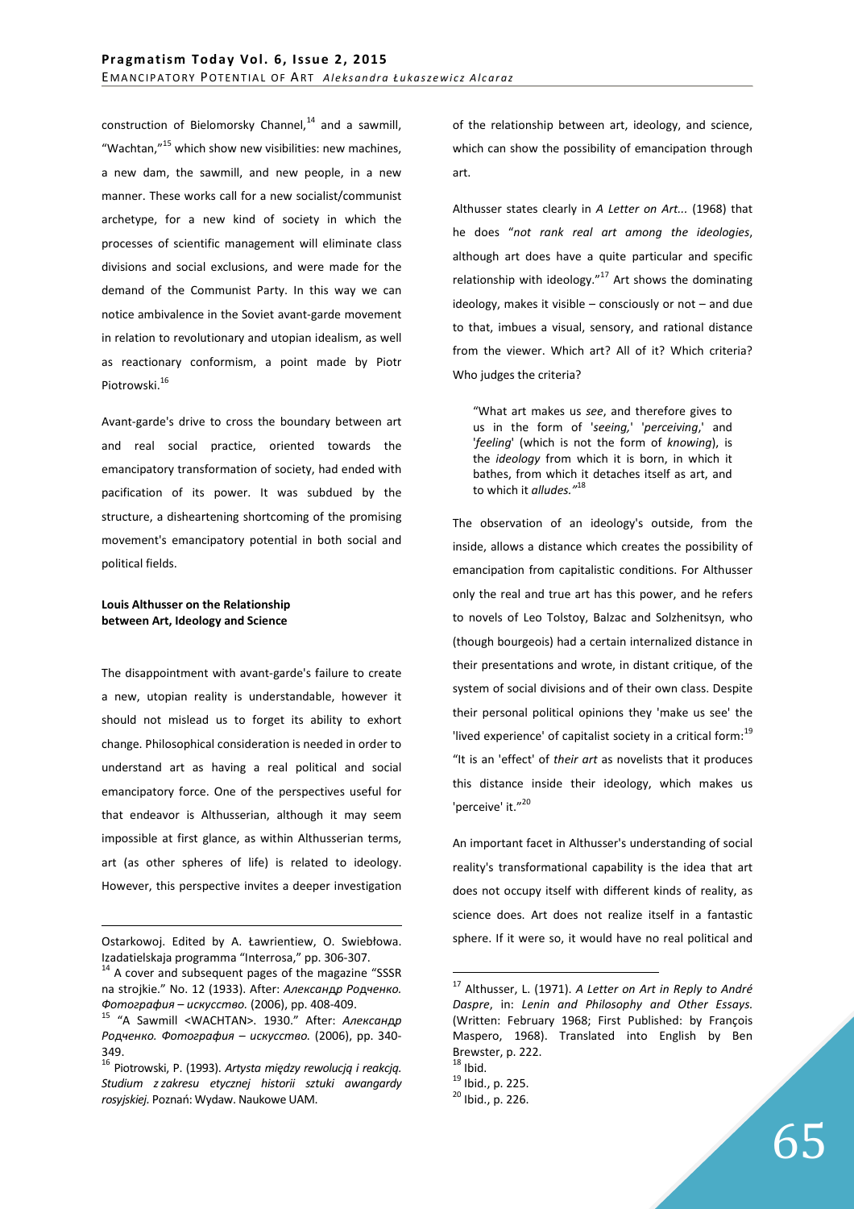construction of Bielomorsky Channel,[14] and a sawmill, "Wachtan,"[15] which show new visibilities: new machines, a new dam, the sawmill, and new people, in a new manner. These works call for a new socialist/communist archetype, for a new kind of society in which the processes of scientific management will eliminate class divisions and social exclusions, and were made for the demand of the Communist Party. In this way we can notice ambivalence in the Soviet avant-garde movement in relation to revolutionary and utopian idealism, as well as reactionary conformism, a point made by Piotr Piotrowski.[16]

Avant-garde's drive to cross the boundary between art and real social practice, oriented towards the emancipatory transformation of society, had ended with pacification of its power. It was subdued by the structure, a disheartening shortcoming of the promising movement's emancipatory potential in both social and political fields.

### Louis Althusser on the Relationship between Art, Ideology and Science

The disappointment with avant-garde's failure to create a new, utopian reality is understandable, however it should not mislead us to forget its ability to exhort change. Philosophical consideration is needed in order to understand art as having a real political and social emancipatory force. One of the perspectives useful for that endeavor is Althusserian, although it may seem impossible at first glance, as within Althusserian terms, art (as other spheres of life) is related to ideology. However, this perspective invites a deeper investigation of the relationship between art, ideology, and science, which can show the possibility of emancipation through art.

Althusser states clearly in *A Letter on Art...* (1968) that he does "*not rank real art among the ideologies*, although art does have a quite particular and specific relationship with ideology."[17] Art shows the dominating ideology, makes it visible – consciously or not – and due to that, imbues a visual, sensory, and rational distance from the viewer. Which art? All of it? Which criteria? Who judges the criteria?

> "What art makes us *see*, and therefore gives to us in the form of '*seeing*,' '*perceiving*,' and '*feeling*' (which is not the form of *knowing*), is the *ideology* from which it is born, in which it bathes, from which it detaches itself as art, and to which it *alludes.*"[18]

The observation of an ideology's outside, from the inside, allows a distance which creates the possibility of emancipation from capitalistic conditions. For Althusser only the real and true art has this power, and he refers to novels of Leo Tolstoy, Balzac and Solzhenitsyn, who (though bourgeois) had a certain internalized distance in their presentations and wrote, in distant critique, of the system of social divisions and of their own class. Despite their personal political opinions they 'make us see' the 'lived experience' of capitalist society in a critical form:[19] "It is an 'effect' of *their art* as novelists that it produces this distance inside their ideology, which makes us 'perceive' it."[20]

An important facet in Althusser's understanding of social reality's transformational capability is the idea that art does not occupy itself with different kinds of reality, as science does. Art does not realize itself in a fantastic sphere. If it were so, it would have no real political and

---

Ostarkowoj. Edited by A. Ławrientiew, O. Swiebłowa. Izadatielskaja programma "Interrosa," pp. 306-307.

[14] A cover and subsequent pages of the magazine "SSSR na strojkie." No. 12 (1933). After: *Александр Родченко. Фотография – искусство.* (2006), pp. 408-409.

[15] "A Sawmill <WACHTAN>. 1930." After: *Александр Родченко. Фотография – искусство.* (2006), pp. 340-349.

[16] Piotrowski, P. (1993). *Artysta między rewolucją i reakcją. Studium z zakresu etycznej historii sztuki awangardy rosyjskiej.* Poznań: Wydaw. Naukowe UAM.

[17] Althusser, L. (1971). *A Letter on Art in Reply to André Daspre*, in: *Lenin and Philosophy and Other Essays.* (Written: February 1968; First Published: by François Maspero, 1968). Translated into English by Ben Brewster, p. 222.

[18] Ibid.

[19] Ibid., p. 225.

[20] Ibid., p. 226.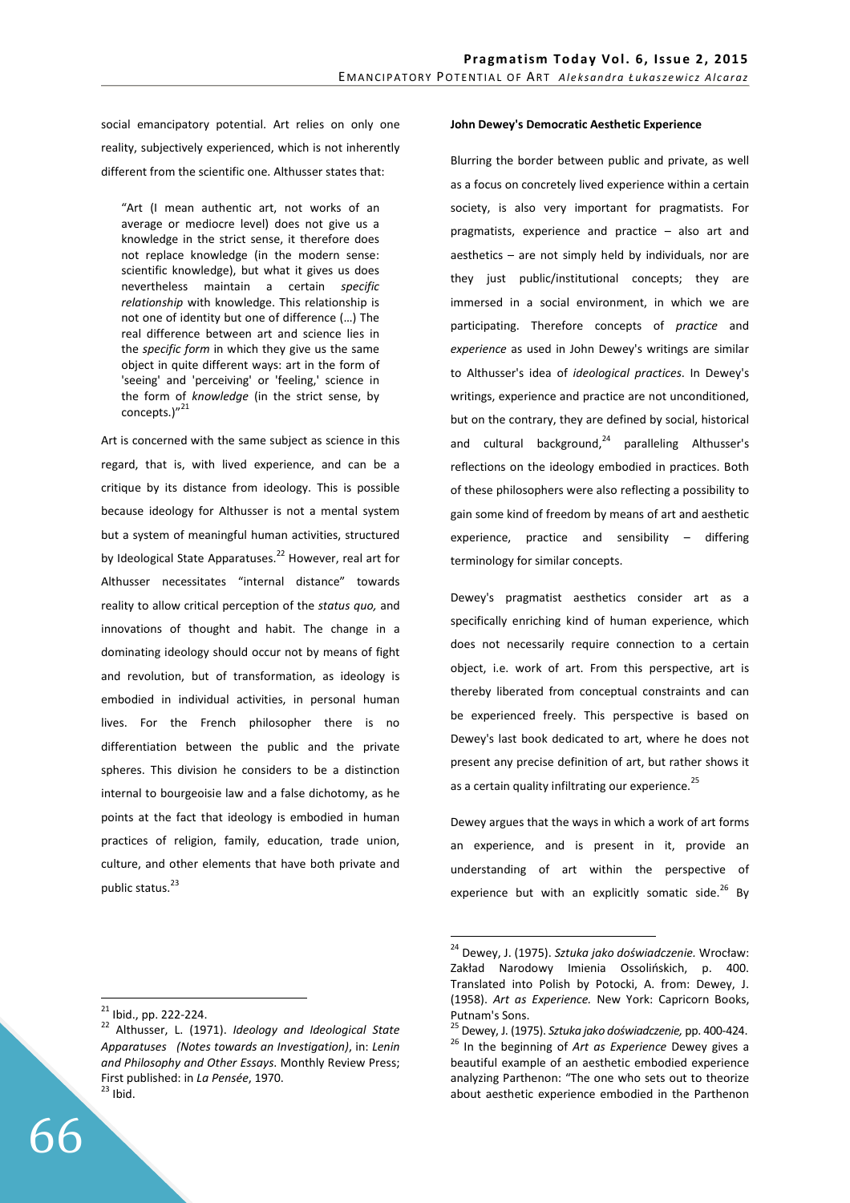social emancipatory potential. Art relies on only one reality, subjectively experienced, which is not inherently different from the scientific one. Althusser states that:

> "Art (I mean authentic art, not works of an average or mediocre level) does not give us a knowledge in the strict sense, it therefore does not replace knowledge (in the modern sense: scientific knowledge), but what it gives us does nevertheless maintain a certain *specific relationship* with knowledge. This relationship is not one of identity but one of difference (…) The real difference between art and science lies in the *specific form* in which they give us the same object in quite different ways: art in the form of 'seeing' and 'perceiving' or 'feeling,' science in the form of *knowledge* (in the strict sense, by concepts.)"[21]

Art is concerned with the same subject as science in this regard, that is, with lived experience, and can be a critique by its distance from ideology. This is possible because ideology for Althusser is not a mental system but a system of meaningful human activities, structured by Ideological State Apparatuses.[22] However, real art for Althusser necessitates "internal distance" towards reality to allow critical perception of the *status quo,* and innovations of thought and habit. The change in a dominating ideology should occur not by means of fight and revolution, but of transformation, as ideology is embodied in individual activities, in personal human lives. For the French philosopher there is no differentiation between the public and the private spheres. This division he considers to be a distinction internal to bourgeoisie law and a false dichotomy, as he points at the fact that ideology is embodied in human practices of religion, family, education, trade union, culture, and other elements that have both private and public status.[23]

**John Dewey's Democratic Aesthetic Experience**

Blurring the border between public and private, as well as a focus on concretely lived experience within a certain society, is also very important for pragmatists. For pragmatists, experience and practice – also art and aesthetics – are not simply held by individuals, nor are they just public/institutional concepts; they are immersed in a social environment, in which we are participating. Therefore concepts of *practice* and *experience* as used in John Dewey's writings are similar to Althusser's idea of *ideological practices*. In Dewey's writings, experience and practice are not unconditioned, but on the contrary, they are defined by social, historical and cultural background,[24] paralleling Althusser's reflections on the ideology embodied in practices. Both of these philosophers were also reflecting a possibility to gain some kind of freedom by means of art and aesthetic experience, practice and sensibility – differing terminology for similar concepts.

Dewey's pragmatist aesthetics consider art as a specifically enriching kind of human experience, which does not necessarily require connection to a certain object, i.e. work of art. From this perspective, art is thereby liberated from conceptual constraints and can be experienced freely. This perspective is based on Dewey's last book dedicated to art, where he does not present any precise definition of art, but rather shows it as a certain quality infiltrating our experience.[25]

Dewey argues that the ways in which a work of art forms an experience, and is present in it, provide an understanding of art within the perspective of experience but with an explicitly somatic side.[26] By

---

[21] Ibid., pp. 222-224.

[22] Althusser, L. (1971). *Ideology and Ideological State Apparatuses (Notes towards an Investigation)*, in: *Lenin and Philosophy and Other Essays.* Monthly Review Press; First published: in *La Pensée*, 1970.

[23] Ibid.

[24] Dewey, J. (1975). *Sztuka jako doświadczenie.* Wrocław: Zakład Narodowy Imienia Ossolińskich, p. 400. Translated into Polish by Potocki, A. from: Dewey, J. (1958). *Art as Experience.* New York: Capricorn Books, Putnam's Sons.

[25] Dewey, J. (1975). *Sztuka jako doświadczenie,* pp. 400-424.

[26] In the beginning of *Art as Experience* Dewey gives a beautiful example of an aesthetic embodied experience analyzing Parthenon: "The one who sets out to theorize about aesthetic experience embodied in the Parthenon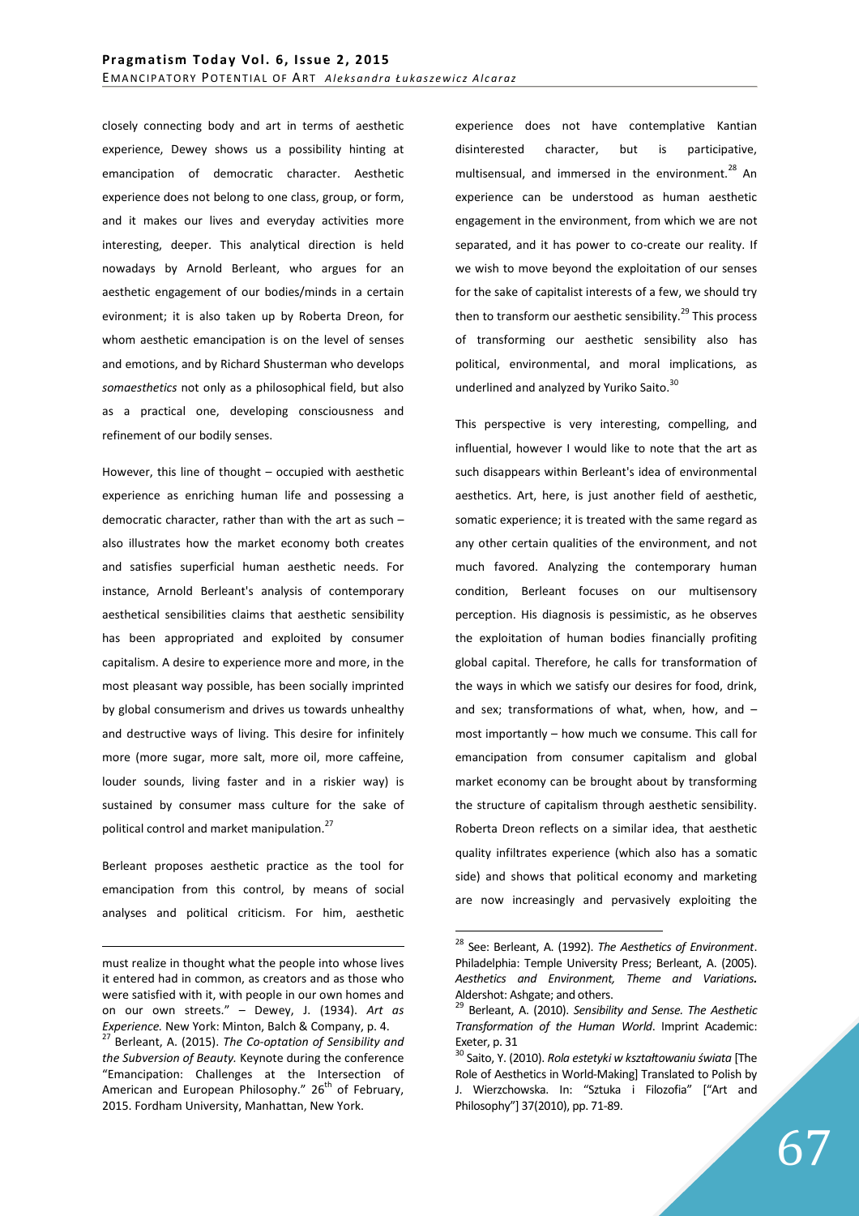closely connecting body and art in terms of aesthetic experience, Dewey shows us a possibility hinting at emancipation of democratic character. Aesthetic experience does not belong to one class, group, or form, and it makes our lives and everyday activities more interesting, deeper. This analytical direction is held nowadays by Arnold Berleant, who argues for an aesthetic engagement of our bodies/minds in a certain evironment; it is also taken up by Roberta Dreon, for whom aesthetic emancipation is on the level of senses and emotions, and by Richard Shusterman who develops *somaesthetics* not only as a philosophical field, but also as a practical one, developing consciousness and refinement of our bodily senses.

However, this line of thought – occupied with aesthetic experience as enriching human life and possessing a democratic character, rather than with the art as such – also illustrates how the market economy both creates and satisfies superficial human aesthetic needs. For instance, Arnold Berleant's analysis of contemporary aesthetical sensibilities claims that aesthetic sensibility has been appropriated and exploited by consumer capitalism. A desire to experience more and more, in the most pleasant way possible, has been socially imprinted by global consumerism and drives us towards unhealthy and destructive ways of living. This desire for infinitely more (more sugar, more salt, more oil, more caffeine, louder sounds, living faster and in a riskier way) is sustained by consumer mass culture for the sake of political control and market manipulation.[27]

Berleant proposes aesthetic practice as the tool for emancipation from this control, by means of social analyses and political criticism. For him, aesthetic experience does not have contemplative Kantian disinterested character, but is participative, multisensual, and immersed in the environment.[28] An experience can be understood as human aesthetic engagement in the environment, from which we are not separated, and it has power to co-create our reality. If we wish to move beyond the exploitation of our senses for the sake of capitalist interests of a few, we should try then to transform our aesthetic sensibility.[29] This process of transforming our aesthetic sensibility also has political, environmental, and moral implications, as underlined and analyzed by Yuriko Saito.[30]

This perspective is very interesting, compelling, and influential, however I would like to note that the art as such disappears within Berleant's idea of environmental aesthetics. Art, here, is just another field of aesthetic, somatic experience; it is treated with the same regard as any other certain qualities of the environment, and not much favored. Analyzing the contemporary human condition, Berleant focuses on our multisensory perception. His diagnosis is pessimistic, as he observes the exploitation of human bodies financially profiting global capital. Therefore, he calls for transformation of the ways in which we satisfy our desires for food, drink, and sex; transformations of what, when, how, and – most importantly – how much we consume. This call for emancipation from consumer capitalism and global market economy can be brought about by transforming the structure of capitalism through aesthetic sensibility. Roberta Dreon reflects on a similar idea, that aesthetic quality infiltrates experience (which also has a somatic side) and shows that political economy and marketing are now increasingly and pervasively exploiting the

---

must realize in thought what the people into whose lives it entered had in common, as creators and as those who were satisfied with it, with people in our own homes and on our own streets." – Dewey, J. (1934). *Art as Experience.* New York: Minton, Balch & Company, p. 4.

[27] Berleant, A. (2015). *The Co-optation of Sensibility and the Subversion of Beauty.* Keynote during the conference "Emancipation: Challenges at the Intersection of American and European Philosophy." 26th of February, 2015. Fordham University, Manhattan, New York.

[28] See: Berleant, A. (1992). *The Aesthetics of Environment*. Philadelphia: Temple University Press; Berleant, A. (2005). ***Aesthetics and Environment, Theme and Variations.*** Aldershot: Ashgate; and others.

[29] Berleant, A. (2010). *Sensibility and Sense. The Aesthetic Transformation of the Human World*. Imprint Academic: Exeter, p. 31

[30] Saito, Y. (2010). *Rola estetyki w kształtowaniu świata* [The Role of Aesthetics in World-Making] Translated to Polish by J. Wierzchowska. In: "Sztuka i Filozofia" ["Art and Philosophy"] 37(2010), pp. 71-89.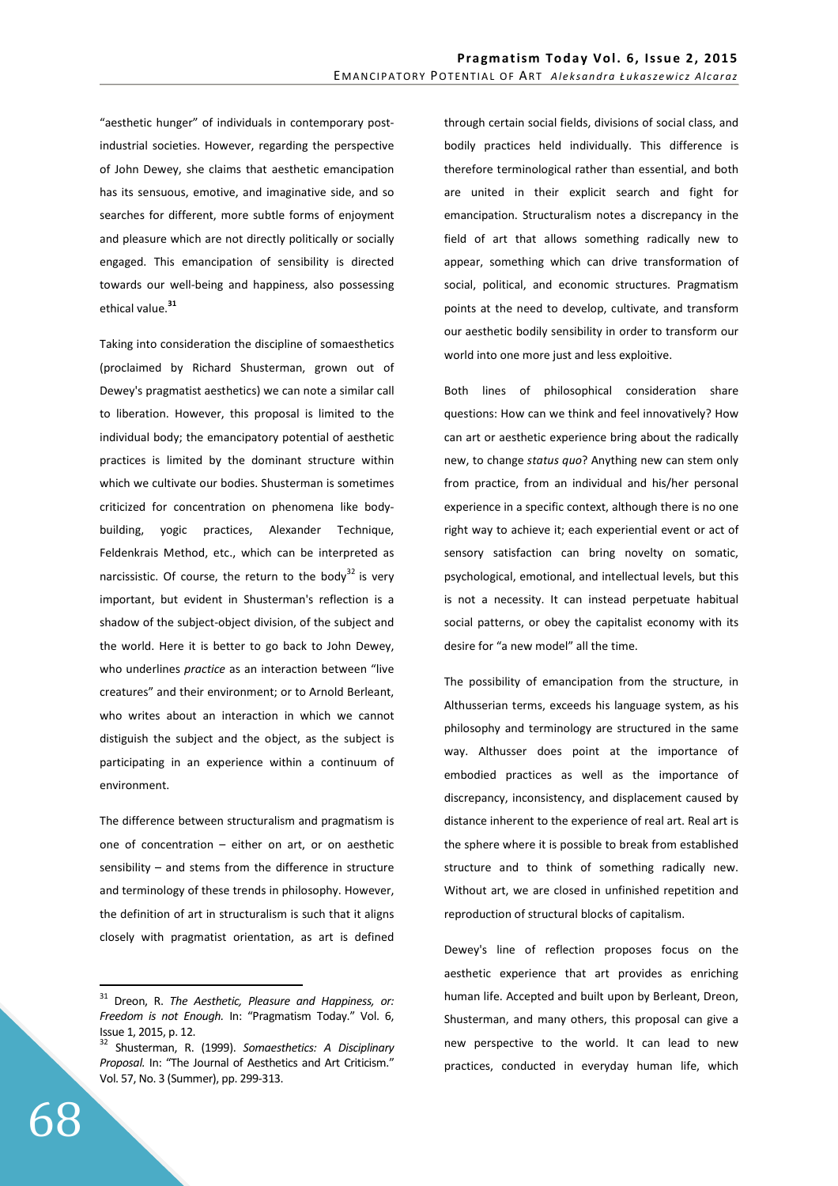"aesthetic hunger" of individuals in contemporary post-industrial societies. However, regarding the perspective of John Dewey, she claims that aesthetic emancipation has its sensuous, emotive, and imaginative side, and so searches for different, more subtle forms of enjoyment and pleasure which are not directly politically or socially engaged. This emancipation of sensibility is directed towards our well-being and happiness, also possessing ethical value.[31]

Taking into consideration the discipline of somaesthetics (proclaimed by Richard Shusterman, grown out of Dewey's pragmatist aesthetics) we can note a similar call to liberation. However, this proposal is limited to the individual body; the emancipatory potential of aesthetic practices is limited by the dominant structure within which we cultivate our bodies. Shusterman is sometimes criticized for concentration on phenomena like body-building, yogic practices, Alexander Technique, Feldenkrais Method, etc., which can be interpreted as narcissistic. Of course, the return to the body[32] is very important, but evident in Shusterman's reflection is a shadow of the subject-object division, of the subject and the world. Here it is better to go back to John Dewey, who underlines *practice* as an interaction between "live creatures" and their environment; or to Arnold Berleant, who writes about an interaction in which we cannot distiguish the subject and the object, as the subject is participating in an experience within a continuum of environment.

The difference between structuralism and pragmatism is one of concentration – either on art, or on aesthetic sensibility – and stems from the difference in structure and terminology of these trends in philosophy. However, the definition of art in structuralism is such that it aligns closely with pragmatist orientation, as art is defined through certain social fields, divisions of social class, and bodily practices held individually. This difference is therefore terminological rather than essential, and both are united in their explicit search and fight for emancipation. Structuralism notes a discrepancy in the field of art that allows something radically new to appear, something which can drive transformation of social, political, and economic structures. Pragmatism points at the need to develop, cultivate, and transform our aesthetic bodily sensibility in order to transform our world into one more just and less exploitive.

Both lines of philosophical consideration share questions: How can we think and feel innovatively? How can art or aesthetic experience bring about the radically new, to change *status quo*? Anything new can stem only from practice, from an individual and his/her personal experience in a specific context, although there is no one right way to achieve it; each experiential event or act of sensory satisfaction can bring novelty on somatic, psychological, emotional, and intellectual levels, but this is not a necessity. It can instead perpetuate habitual social patterns, or obey the capitalist economy with its desire for "a new model" all the time.

The possibility of emancipation from the structure, in Althusserian terms, exceeds his language system, as his philosophy and terminology are structured in the same way. Althusser does point at the importance of embodied practices as well as the importance of discrepancy, inconsistency, and displacement caused by distance inherent to the experience of real art. Real art is the sphere where it is possible to break from established structure and to think of something radically new. Without art, we are closed in unfinished repetition and reproduction of structural blocks of capitalism.

Dewey's line of reflection proposes focus on the aesthetic experience that art provides as enriching human life. Accepted and built upon by Berleant, Dreon, Shusterman, and many others, this proposal can give a new perspective to the world. It can lead to new practices, conducted in everyday human life, which

---

[31] Dreon, R. *The Aesthetic, Pleasure and Happiness, or: Freedom is not Enough.* In: "Pragmatism Today." Vol. 6, Issue 1, 2015, p. 12.

[32] Shusterman, R. (1999). *Somaesthetics: A Disciplinary Proposal.* In: "The Journal of Aesthetics and Art Criticism." Vol. 57, No. 3 (Summer), pp. 299-313.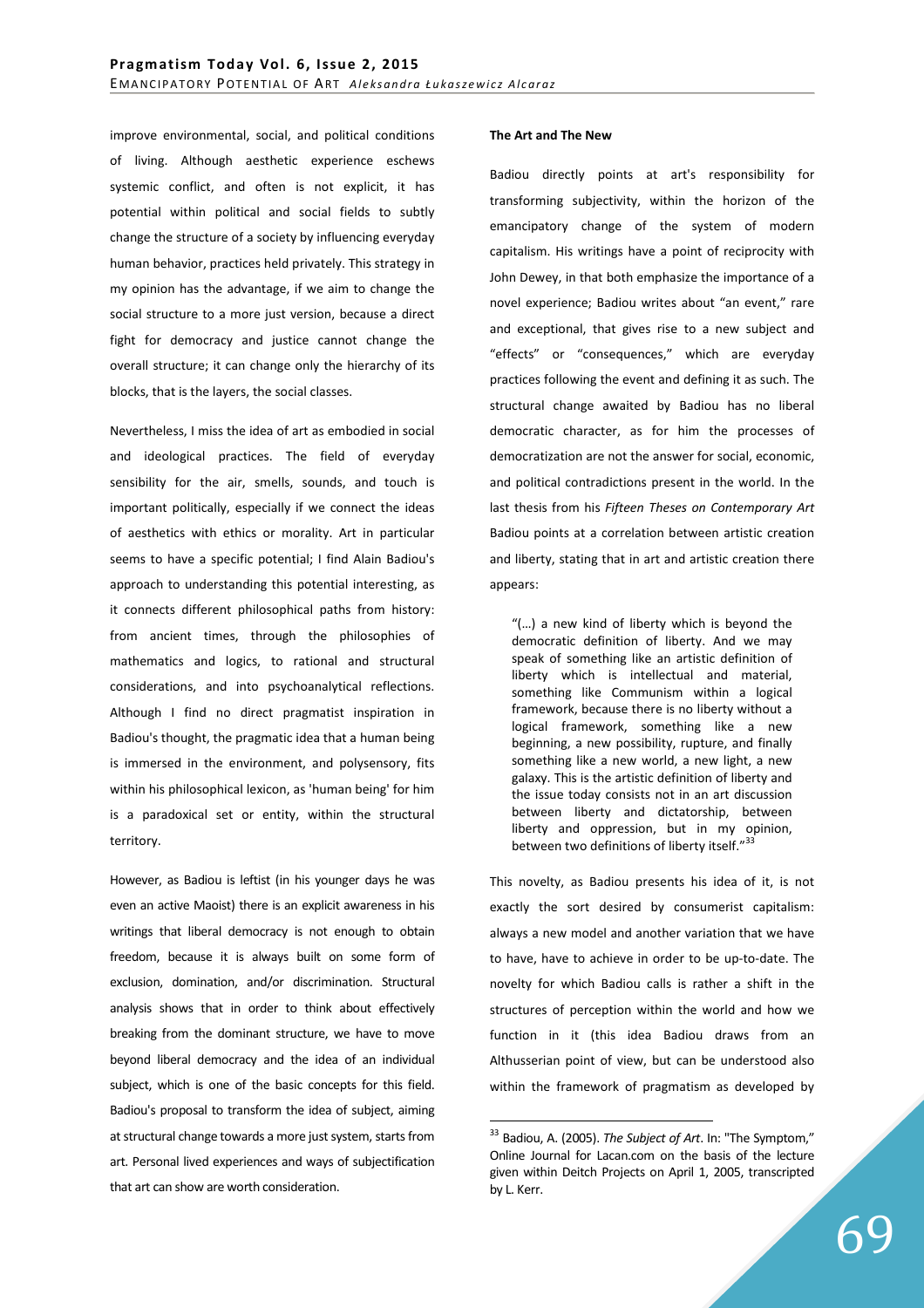improve environmental, social, and political conditions of living. Although aesthetic experience eschews systemic conflict, and often is not explicit, it has potential within political and social fields to subtly change the structure of a society by influencing everyday human behavior, practices held privately. This strategy in my opinion has the advantage, if we aim to change the social structure to a more just version, because a direct fight for democracy and justice cannot change the overall structure; it can change only the hierarchy of its blocks, that is the layers, the social classes.

Nevertheless, I miss the idea of art as embodied in social and ideological practices. The field of everyday sensibility for the air, smells, sounds, and touch is important politically, especially if we connect the ideas of aesthetics with ethics or morality. Art in particular seems to have a specific potential; I find Alain Badiou's approach to understanding this potential interesting, as it connects different philosophical paths from history: from ancient times, through the philosophies of mathematics and logics, to rational and structural considerations, and into psychoanalytical reflections. Although I find no direct pragmatist inspiration in Badiou's thought, the pragmatic idea that a human being is immersed in the environment, and polysensory, fits within his philosophical lexicon, as 'human being' for him is a paradoxical set or entity, within the structural territory.

However, as Badiou is leftist (in his younger days he was even an active Maoist) there is an explicit awareness in his writings that liberal democracy is not enough to obtain freedom, because it is always built on some form of exclusion, domination, and/or discrimination. Structural analysis shows that in order to think about effectively breaking from the dominant structure, we have to move beyond liberal democracy and the idea of an individual subject, which is one of the basic concepts for this field. Badiou's proposal to transform the idea of subject, aiming at structural change towards a more just system, starts from art. Personal lived experiences and ways of subjectification that art can show are worth consideration.

**The Art and The New**

Badiou directly points at art's responsibility for transforming subjectivity, within the horizon of the emancipatory change of the system of modern capitalism. His writings have a point of reciprocity with John Dewey, in that both emphasize the importance of a novel experience; Badiou writes about "an event," rare and exceptional, that gives rise to a new subject and "effects" or "consequences," which are everyday practices following the event and defining it as such. The structural change awaited by Badiou has no liberal democratic character, as for him the processes of democratization are not the answer for social, economic, and political contradictions present in the world. In the last thesis from his *Fifteen Theses on Contemporary Art* Badiou points at a correlation between artistic creation and liberty, stating that in art and artistic creation there appears:

> "(…) a new kind of liberty which is beyond the democratic definition of liberty. And we may speak of something like an artistic definition of liberty which is intellectual and material, something like Communism within a logical framework, because there is no liberty without a logical framework, something like a new beginning, a new possibility, rupture, and finally something like a new world, a new light, a new galaxy. This is the artistic definition of liberty and the issue today consists not in an art discussion between liberty and dictatorship, between liberty and oppression, but in my opinion, between two definitions of liberty itself."[33]

This novelty, as Badiou presents his idea of it, is not exactly the sort desired by consumerist capitalism: always a new model and another variation that we have to have, have to achieve in order to be up-to-date. The novelty for which Badiou calls is rather a shift in the structures of perception within the world and how we function in it (this idea Badiou draws from an Althusserian point of view, but can be understood also within the framework of pragmatism as developed by

---

[33] Badiou, A. (2005). *The Subject of Art*. In: "The Symptom," Online Journal for Lacan.com on the basis of the lecture given within Deitch Projects on April 1, 2005, transcripted by L. Kerr.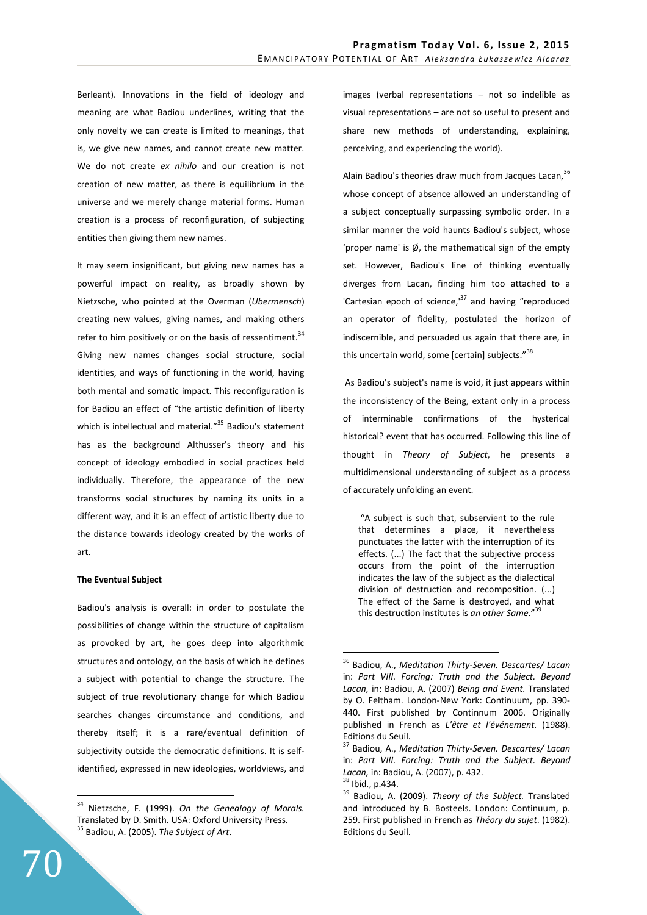Berleant). Innovations in the field of ideology and meaning are what Badiou underlines, writing that the only novelty we can create is limited to meanings, that is, we give new names, and cannot create new matter. We do not create *ex nihilo* and our creation is not creation of new matter, as there is equilibrium in the universe and we merely change material forms. Human creation is a process of reconfiguration, of subjecting entities then giving them new names.

It may seem insignificant, but giving new names has a powerful impact on reality, as broadly shown by Nietzsche, who pointed at the Overman (*Ubermensch*) creating new values, giving names, and making others refer to him positively or on the basis of ressentiment.[34] Giving new names changes social structure, social identities, and ways of functioning in the world, having both mental and somatic impact. This reconfiguration is for Badiou an effect of "the artistic definition of liberty which is intellectual and material."[35] Badiou's statement has as the background Althusser's theory and his concept of ideology embodied in social practices held individually. Therefore, the appearance of the new transforms social structures by naming its units in a different way, and it is an effect of artistic liberty due to the distance towards ideology created by the works of art.

**The Eventual Subject**

Badiou's analysis is overall: in order to postulate the possibilities of change within the structure of capitalism as provoked by art, he goes deep into algorithmic structures and ontology, on the basis of which he defines a subject with potential to change the structure. The subject of true revolutionary change for which Badiou searches changes circumstance and conditions, and thereby itself; it is a rare/eventual definition of subjectivity outside the democratic definitions. It is self-identified, expressed in new ideologies, worldviews, and images (verbal representations – not so indelible as visual representations – are not so useful to present and share new methods of understanding, explaining, perceiving, and experiencing the world).

Alain Badiou's theories draw much from Jacques Lacan,[36] whose concept of absence allowed an understanding of a subject conceptually surpassing symbolic order. In a similar manner the void haunts Badiou's subject, whose 'proper name' is $\emptyset$, the mathematical sign of the empty set. However, Badiou's line of thinking eventually diverges from Lacan, finding him too attached to a 'Cartesian epoch of science,'[37] and having "reproduced an operator of fidelity, postulated the horizon of indiscernible, and persuaded us again that there are, in this uncertain world, some [certain] subjects."[38]

As Badiou's subject's name is void, it just appears within the inconsistency of the Being, extant only in a process of interminable confirmations of the hysterical historical? event that has occurred. Following this line of thought in *Theory of Subject*, he presents a multidimensional understanding of subject as a process of accurately unfolding an event.

> "A subject is such that, subservient to the rule that determines a place, it nevertheless punctuates the latter with the interruption of its effects. (...) The fact that the subjective process occurs from the point of the interruption indicates the law of the subject as the dialectical division of destruction and recomposition. (...) The effect of the Same is destroyed, and what this destruction institutes is *an other Same*."[39]

---

[34] Nietzsche, F. (1999). *On the Genealogy of Morals.* Translated by D. Smith. USA: Oxford University Press.

[35] Badiou, A. (2005). *The Subject of Art.*

[36] Badiou, A., *Meditation Thirty-Seven. Descartes/ Lacan* in: *Part VIII. Forcing: Truth and the Subject. Beyond Lacan,* in: Badiou, A. (2007) *Being and Event.* Translated by O. Feltham. London-New York: Continuum, pp. 390-440. First published by Continnum 2006. Originally published in French as *L'être et l'événement.* (1988). Editions du Seuil.

[37] Badiou, A., *Meditation Thirty-Seven. Descartes/ Lacan* in: *Part VIII. Forcing: Truth and the Subject. Beyond Lacan,* in: Badiou, A. (2007), p. 432.

[38] Ibid., p.434.

[39] Badiou, A. (2009). *Theory of the Subject.* Translated and introduced by B. Bosteels. London: Continuum, p. 259. First published in French as *Théory du sujet*. (1982). Editions du Seuil.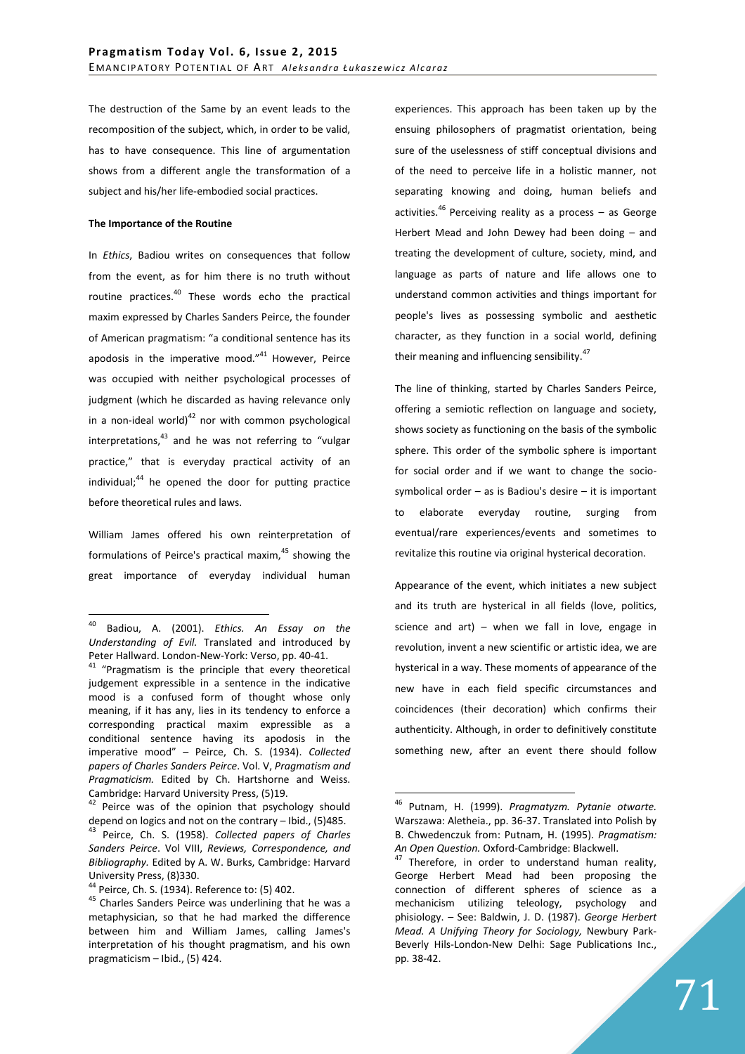The destruction of the Same by an event leads to the recomposition of the subject, which, in order to be valid, has to have consequence. This line of argumentation shows from a different angle the transformation of a subject and his/her life-embodied social practices.

### The Importance of the Routine

In *Ethics*, Badiou writes on consequences that follow from the event, as for him there is no truth without routine practices.[40] These words echo the practical maxim expressed by Charles Sanders Peirce, the founder of American pragmatism: "a conditional sentence has its apodosis in the imperative mood."[41] However, Peirce was occupied with neither psychological processes of judgment (which he discarded as having relevance only in a non-ideal world)[42] nor with common psychological interpretations,[43] and he was not referring to "vulgar practice," that is everyday practical activity of an individual;[44] he opened the door for putting practice before theoretical rules and laws.

William James offered his own reinterpretation of formulations of Peirce's practical maxim,[45] showing the great importance of everyday individual human experiences. This approach has been taken up by the ensuing philosophers of pragmatist orientation, being sure of the uselessness of stiff conceptual divisions and of the need to perceive life in a holistic manner, not separating knowing and doing, human beliefs and activities.[46] Perceiving reality as a process – as George Herbert Mead and John Dewey had been doing – and treating the development of culture, society, mind, and language as parts of nature and life allows one to understand common activities and things important for people's lives as possessing symbolic and aesthetic character, as they function in a social world, defining their meaning and influencing sensibility.[47]

The line of thinking, started by Charles Sanders Peirce, offering a semiotic reflection on language and society, shows society as functioning on the basis of the symbolic sphere. This order of the symbolic sphere is important for social order and if we want to change the socio-symbolical order – as is Badiou's desire – it is important to elaborate everyday routine, surging from eventual/rare experiences/events and sometimes to revitalize this routine via original hysterical decoration.

Appearance of the event, which initiates a new subject and its truth are hysterical in all fields (love, politics, science and art) – when we fall in love, engage in revolution, invent a new scientific or artistic idea, we are hysterical in a way. These moments of appearance of the new have in each field specific circumstances and coincidences (their decoration) which confirms their authenticity. Although, in order to definitively constitute something new, after an event there should follow

---

[40] Badiou, A. (2001). *Ethics. An Essay on the Understanding of Evil.* Translated and introduced by Peter Hallward. London-New-York: Verso, pp. 40-41.

[41] "Pragmatism is the principle that every theoretical judgement expressible in a sentence in the indicative mood is a confused form of thought whose only meaning, if it has any, lies in its tendency to enforce a corresponding practical maxim expressible as a conditional sentence having its apodosis in the imperative mood" – Peirce, Ch. S. (1934). *Collected papers of Charles Sanders Peirce*. Vol. V, *Pragmatism and Pragmaticism.* Edited by Ch. Hartshorne and Weiss. Cambridge: Harvard University Press, (5)19.

[42] Peirce was of the opinion that psychology should depend on logics and not on the contrary – Ibid., (5)485.

[43] Peirce, Ch. S. (1958). *Collected papers of Charles Sanders Peirce*. Vol VIII, *Reviews, Correspondence, and Bibliography.* Edited by A. W. Burks, Cambridge: Harvard University Press, (8)330.

[44] Peirce, Ch. S. (1934). Reference to: (5) 402.

[45] Charles Sanders Peirce was underlining that he was a metaphysician, so that he had marked the difference between him and William James, calling James's interpretation of his thought pragmatism, and his own pragmaticism – Ibid., (5) 424.

[46] Putnam, H. (1999). *Pragmatyzm. Pytanie otwarte.* Warszawa: Aletheia., pp. 36-37. Translated into Polish by B. Chwedenczuk from: Putnam, H. (1995). *Pragmatism: An Open Question.* Oxford-Cambridge: Blackwell.

[47] Therefore, in order to understand human reality, George Herbert Mead had been proposing the connection of different spheres of science as a mechanicism utilizing teleology, psychology and phisiology. – See: Baldwin, J. D. (1987). *George Herbert Mead. A Unifying Theory for Sociology*, Newbury Park-Beverly Hils-London-New Delhi: Sage Publications Inc., pp. 38-42.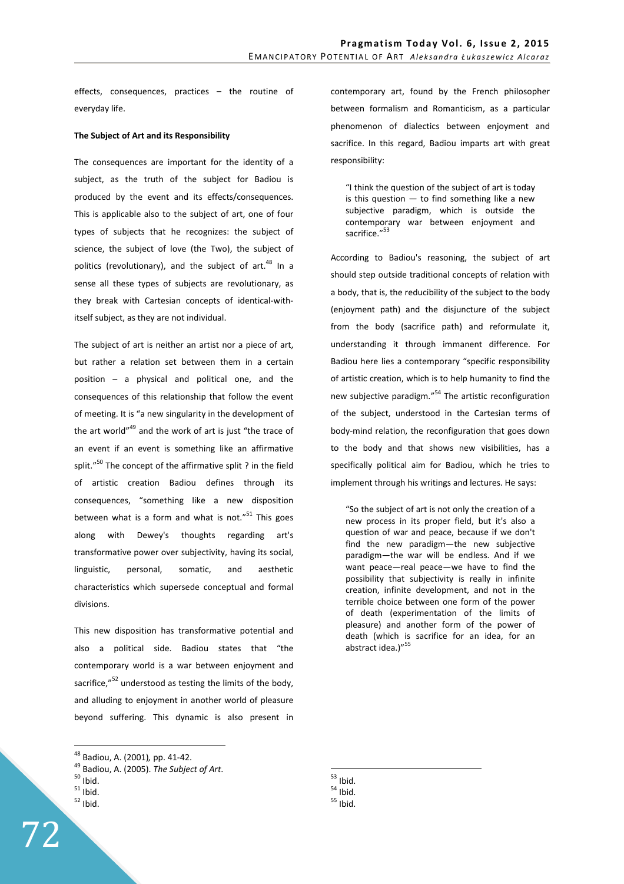effects, consequences, practices – the routine of everyday life.

**The Subject of Art and its Responsibility**

The consequences are important for the identity of a subject, as the truth of the subject for Badiou is produced by the event and its effects/consequences. This is applicable also to the subject of art, one of four types of subjects that he recognizes: the subject of science, the subject of love (the Two), the subject of politics (revolutionary), and the subject of art.[48] In a sense all these types of subjects are revolutionary, as they break with Cartesian concepts of identical-with-itself subject, as they are not individual.

The subject of art is neither an artist nor a piece of art, but rather a relation set between them in a certain position – a physical and political one, and the consequences of this relationship that follow the event of meeting. It is "a new singularity in the development of the art world"[49] and the work of art is just "the trace of an event if an event is something like an affirmative split."[50] The concept of the affirmative split ? in the field of artistic creation Badiou defines through its consequences, "something like a new disposition between what is a form and what is not."[51] This goes along with Dewey's thoughts regarding art's transformative power over subjectivity, having its social, linguistic, personal, somatic, and aesthetic characteristics which supersede conceptual and formal divisions.

This new disposition has transformative potential and also a political side. Badiou states that "the contemporary world is a war between enjoyment and sacrifice,"[52] understood as testing the limits of the body, and alluding to enjoyment in another world of pleasure beyond suffering. This dynamic is also present in contemporary art, found by the French philosopher between formalism and Romanticism, as a particular phenomenon of dialectics between enjoyment and sacrifice. In this regard, Badiou imparts art with great responsibility:

> "I think the question of the subject of art is today is this question — to find something like a new subjective paradigm, which is outside the contemporary war between enjoyment and sacrifice."[53]

According to Badiou's reasoning, the subject of art should step outside traditional concepts of relation with a body, that is, the reducibility of the subject to the body (enjoyment path) and the disjuncture of the subject from the body (sacrifice path) and reformulate it, understanding it through immanent difference. For Badiou here lies a contemporary "specific responsibility of artistic creation, which is to help humanity to find the new subjective paradigm."[54] The artistic reconfiguration of the subject, understood in the Cartesian terms of body-mind relation, the reconfiguration that goes down to the body and that shows new visibilities, has a specifically political aim for Badiou, which he tries to implement through his writings and lectures. He says:

> "So the subject of art is not only the creation of a new process in its proper field, but it's also a question of war and peace, because if we don't find the new paradigm—the new subjective paradigm—the war will be endless. And if we want peace—real peace—we have to find the possibility that subjectivity is really in infinite creation, infinite development, and not in the terrible choice between one form of the power of death (experimentation of the limits of pleasure) and another form of the power of death (which is sacrifice for an idea, for an abstract idea.)"[55]

---

[48] Badiou, A. (2001), pp. 41-42.
[49] Badiou, A. (2005). *The Subject of Art*.
[50] Ibid.
[51] Ibid.
[52] Ibid.
[53] Ibid.
[54] Ibid.
[55] Ibid.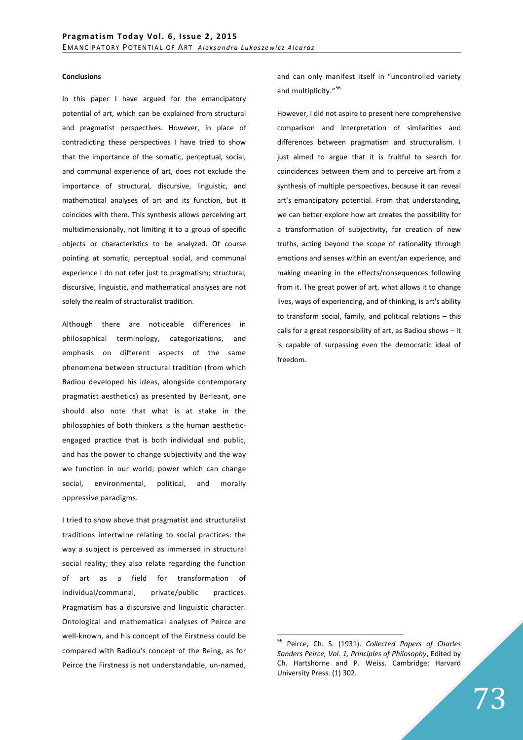**Conclusions**

In this paper I have argued for the emancipatory potential of art, which can be explained from structural and pragmatist perspectives. However, in place of contradicting these perspectives I have tried to show that the importance of the somatic, perceptual, social, and communal experience of art, does not exclude the importance of structural, discursive, linguistic, and mathematical analyses of art and its function, but it coincides with them. This synthesis allows perceiving art multidimensionally, not limiting it to a group of specific objects or characteristics to be analyzed. Of course pointing at somatic, perceptual social, and communal experience I do not refer just to pragmatism; structural, discursive, linguistic, and mathematical analyses are not solely the realm of structuralist tradition.

Although there are noticeable differences in philosophical terminology, categorizations, and emphasis on different aspects of the same phenomena between structural tradition (from which Badiou developed his ideas, alongside contemporary pragmatist aesthetics) as presented by Berleant, one should also note that what is at stake in the philosophies of both thinkers is the human aesthetic-engaged practice that is both individual and public, and has the power to change subjectivity and the way we function in our world; power which can change social, environmental, political, and morally oppressive paradigms.

I tried to show above that pragmatist and structuralist traditions intertwine relating to social practices: the way a subject is perceived as immersed in structural social reality; they also relate regarding the function of art as a field for transformation of individual/communal, private/public practices. Pragmatism has a discursive and linguistic character. Ontological and mathematical analyses of Peirce are well-known, and his concept of the Firstness could be compared with Badiou's concept of the Being, as for Peirce the Firstness is not understandable, un-named, and can only manifest itself in "uncontrolled variety and multiplicity."[56]

However, I did not aspire to present here comprehensive comparison and interpretation of similarities and differences between pragmatism and structuralism. I just aimed to argue that it is fruitful to search for coincidences between them and to perceive art from a synthesis of multiple perspectives, because it can reveal art's emancipatory potential. From that understanding, we can better explore how art creates the possibility for a transformation of subjectivity, for creation of new truths, acting beyond the scope of rationality through emotions and senses within an event/an experience, and making meaning in the effects/consequences following from it. The great power of art, what allows it to change lives, ways of experiencing, and of thinking, is art's ability to transform social, family, and political relations – this calls for a great responsibility of art, as Badiou shows – it is capable of surpassing even the democratic ideal of freedom.

---

[56] Peirce, Ch. S. (1931). *Collected Papers of Charles Sanders Peirce, Vol. 1, Principles of Philosophy*, Edited by Ch. Hartshorne and P. Weiss. Cambridge: Harvard University Press. (1) 302.